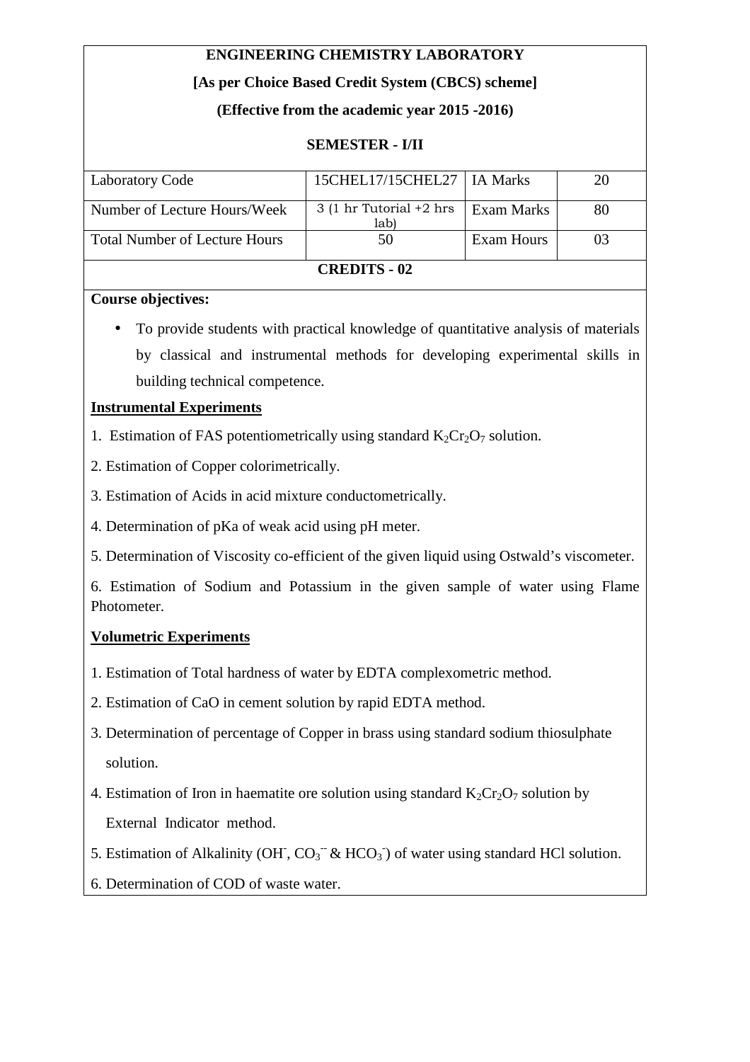**ENGINEERING CHEMISTRY LABORATORY**

**[As per Choice Based Credit System (CBCS) scheme]**

**(Effective from the academic year 2015 -2016)**

**SEMESTER - I/II**

| Laboratory Code | 15CHEL17/15CHEL27 | IA Marks | 20 |
|---|---|---|---|
| Number of Lecture Hours/Week | 3 (1 hr Tutorial +2 hrs lab) | Exam Marks | 80 |
| Total Number of Lecture Hours | 50 | Exam Hours | 03 |

**CREDITS - 02**

**Course objectives:**

- To provide students with practical knowledge of quantitative analysis of materials by classical and instrumental methods for developing experimental skills in building technical competence.

**Instrumental Experiments**

1. Estimation of FAS potentiometrically using standard $K_2Cr_2O_7$ solution.
2. Estimation of Copper colorimetrically.
3. Estimation of Acids in acid mixture conductometrically.
4. Determination of pKa of weak acid using pH meter.
5. Determination of Viscosity co-efficient of the given liquid using Ostwald's viscometer.
6. Estimation of Sodium and Potassium in the given sample of water using Flame Photometer.

**Volumetric Experiments**

1. Estimation of Total hardness of water by EDTA complexometric method.
2. Estimation of CaO in cement solution by rapid EDTA method.
3. Determination of percentage of Copper in brass using standard sodium thiosulphate solution.
4. Estimation of Iron in haematite ore solution using standard $K_2Cr_2O_7$ solution by External Indicator method.
5. Estimation of Alkalinity ($OH^-$, $CO_3^{--}$ & $HCO_3^-$) of water using standard HCl solution.
6. Determination of COD of waste water.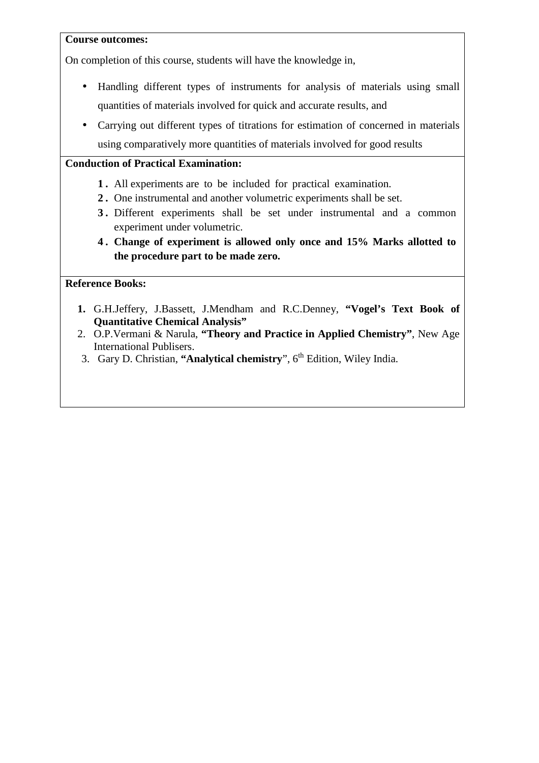**Course outcomes:**

On completion of this course, students will have the knowledge in,

- Handling different types of instruments for analysis of materials using small quantities of materials involved for quick and accurate results, and
- Carrying out different types of titrations for estimation of concerned in materials using comparatively more quantities of materials involved for good results

**Conduction of Practical Examination:**

1. All experiments are to be included for practical examination.
2. One instrumental and another volumetric experiments shall be set.
3. Different experiments shall be set under instrumental and a common experiment under volumetric.
4. **Change of experiment is allowed only once and 15% Marks allotted to the procedure part to be made zero.**

**Reference Books:**

1. G.H.Jeffery, J.Bassett, J.Mendham and R.C.Denney, **"Vogel's Text Book of Quantitative Chemical Analysis"**
2. O.P.Vermani & Narula, **"Theory and Practice in Applied Chemistry"**, New Age International Publisers.
3. Gary D. Christian, **"Analytical chemistry**", 6th Edition, Wiley India.